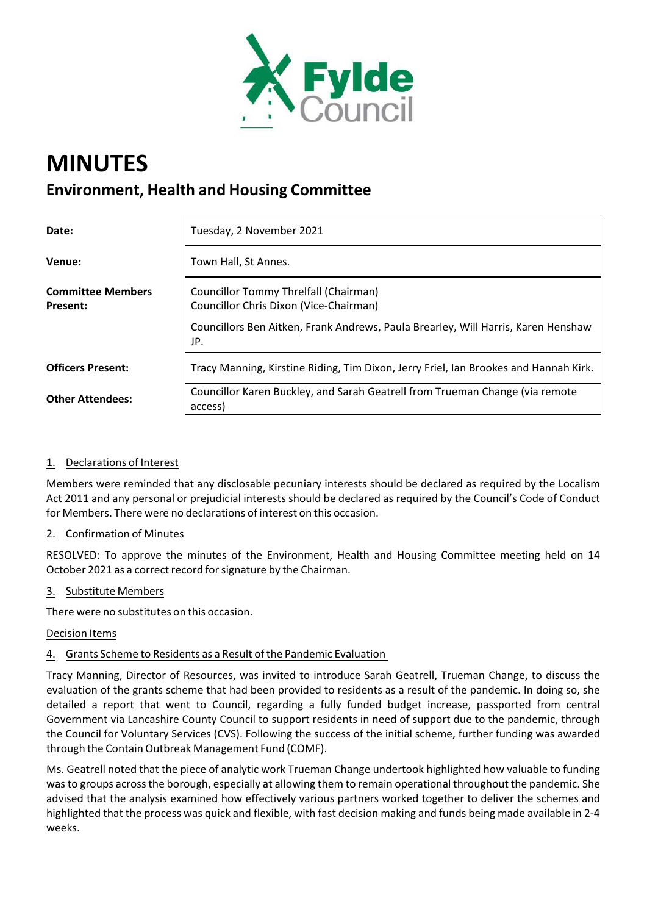# MINUTES

## Environment, Health and Housing Committee

| | |
|---|---|
| **Date:** | Tuesday, 2 November 2021 |
| **Venue:** | Town Hall, St Annes. |
| **Committee Members Present:** | Councillor Tommy Threlfall (Chairman)<br>Councillor Chris Dixon (Vice-Chairman)<br>Councillors Ben Aitken, Frank Andrews, Paula Brearley, Will Harris, Karen Henshaw JP. |
| **Officers Present:** | Tracy Manning, Kirstine Riding, Tim Dixon, Jerry Friel, Ian Brookes and Hannah Kirk. |
| **Other Attendees:** | Councillor Karen Buckley, and Sarah Geatrell from Trueman Change (via remote access) |

### 1. Declarations of Interest

Members were reminded that any disclosable pecuniary interests should be declared as required by the Localism Act 2011 and any personal or prejudicial interests should be declared as required by the Council's Code of Conduct for Members. There were no declarations of interest on this occasion.

### 2. Confirmation of Minutes

RESOLVED: To approve the minutes of the Environment, Health and Housing Committee meeting held on 14 October 2021 as a correct record for signature by the Chairman.

### 3. Substitute Members

There were no substitutes on this occasion.

### Decision Items

### 4. Grants Scheme to Residents as a Result of the Pandemic Evaluation

Tracy Manning, Director of Resources, was invited to introduce Sarah Geatrell, Trueman Change, to discuss the evaluation of the grants scheme that had been provided to residents as a result of the pandemic. In doing so, she detailed a report that went to Council, regarding a fully funded budget increase, passported from central Government via Lancashire County Council to support residents in need of support due to the pandemic, through the Council for Voluntary Services (CVS). Following the success of the initial scheme, further funding was awarded through the Contain Outbreak Management Fund (COMF).

Ms. Geatrell noted that the piece of analytic work Trueman Change undertook highlighted how valuable to funding was to groups across the borough, especially at allowing them to remain operational throughout the pandemic. She advised that the analysis examined how effectively various partners worked together to deliver the schemes and highlighted that the process was quick and flexible, with fast decision making and funds being made available in 2-4 weeks.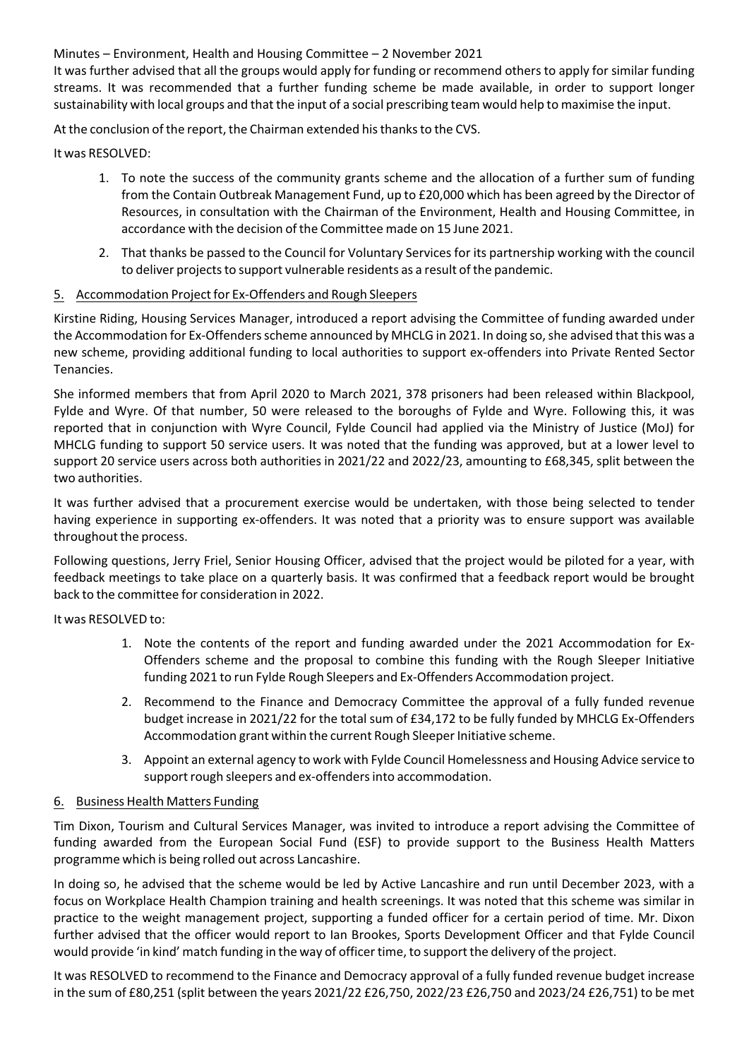It was further advised that all the groups would apply for funding or recommend others to apply for similar funding streams. It was recommended that a further funding scheme be made available, in order to support longer sustainability with local groups and that the input of a social prescribing team would help to maximise the input.

At the conclusion of the report, the Chairman extended his thanks to the CVS.

It was RESOLVED:

1. To note the success of the community grants scheme and the allocation of a further sum of funding from the Contain Outbreak Management Fund, up to £20,000 which has been agreed by the Director of Resources, in consultation with the Chairman of the Environment, Health and Housing Committee, in accordance with the decision of the Committee made on 15 June 2021.
2. That thanks be passed to the Council for Voluntary Services for its partnership working with the council to deliver projects to support vulnerable residents as a result of the pandemic.

## 5. Accommodation Project for Ex-Offenders and Rough Sleepers

Kirstine Riding, Housing Services Manager, introduced a report advising the Committee of funding awarded under the Accommodation for Ex-Offenders scheme announced by MHCLG in 2021. In doing so, she advised that this was a new scheme, providing additional funding to local authorities to support ex-offenders into Private Rented Sector Tenancies.

She informed members that from April 2020 to March 2021, 378 prisoners had been released within Blackpool, Fylde and Wyre. Of that number, 50 were released to the boroughs of Fylde and Wyre. Following this, it was reported that in conjunction with Wyre Council, Fylde Council had applied via the Ministry of Justice (MoJ) for MHCLG funding to support 50 service users. It was noted that the funding was approved, but at a lower level to support 20 service users across both authorities in 2021/22 and 2022/23, amounting to £68,345, split between the two authorities.

It was further advised that a procurement exercise would be undertaken, with those being selected to tender having experience in supporting ex-offenders. It was noted that a priority was to ensure support was available throughout the process.

Following questions, Jerry Friel, Senior Housing Officer, advised that the project would be piloted for a year, with feedback meetings to take place on a quarterly basis. It was confirmed that a feedback report would be brought back to the committee for consideration in 2022.

It was RESOLVED to:

1. Note the contents of the report and funding awarded under the 2021 Accommodation for Ex-Offenders scheme and the proposal to combine this funding with the Rough Sleeper Initiative funding 2021 to run Fylde Rough Sleepers and Ex-Offenders Accommodation project.
2. Recommend to the Finance and Democracy Committee the approval of a fully funded revenue budget increase in 2021/22 for the total sum of £34,172 to be fully funded by MHCLG Ex-Offenders Accommodation grant within the current Rough Sleeper Initiative scheme.
3. Appoint an external agency to work with Fylde Council Homelessness and Housing Advice service to support rough sleepers and ex-offenders into accommodation.

## 6. Business Health Matters Funding

Tim Dixon, Tourism and Cultural Services Manager, was invited to introduce a report advising the Committee of funding awarded from the European Social Fund (ESF) to provide support to the Business Health Matters programme which is being rolled out across Lancashire.

In doing so, he advised that the scheme would be led by Active Lancashire and run until December 2023, with a focus on Workplace Health Champion training and health screenings. It was noted that this scheme was similar in practice to the weight management project, supporting a funded officer for a certain period of time. Mr. Dixon further advised that the officer would report to Ian Brookes, Sports Development Officer and that Fylde Council would provide 'in kind' match funding in the way of officer time, to support the delivery of the project.

It was RESOLVED to recommend to the Finance and Democracy approval of a fully funded revenue budget increase in the sum of £80,251 (split between the years 2021/22 £26,750, 2022/23 £26,750 and 2023/24 £26,751) to be met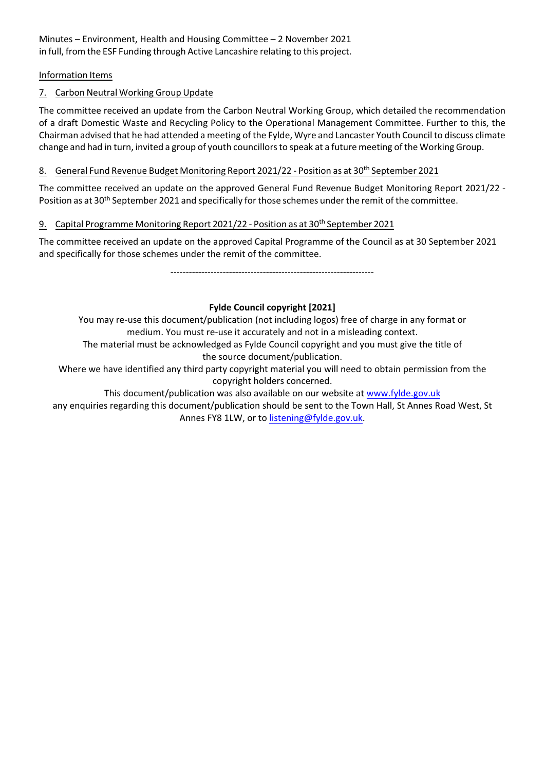in full, from the ESF Funding through Active Lancashire relating to this project.

Information Items

7. Carbon Neutral Working Group Update

The committee received an update from the Carbon Neutral Working Group, which detailed the recommendation of a draft Domestic Waste and Recycling Policy to the Operational Management Committee. Further to this, the Chairman advised that he had attended a meeting of the Fylde, Wyre and Lancaster Youth Council to discuss climate change and had in turn, invited a group of youth councillors to speak at a future meeting of the Working Group.

8. General Fund Revenue Budget Monitoring Report 2021/22 - Position as at 30th September 2021

The committee received an update on the approved General Fund Revenue Budget Monitoring Report 2021/22 - Position as at 30th September 2021 and specifically for those schemes under the remit of the committee.

9. Capital Programme Monitoring Report 2021/22 - Position as at 30th September 2021

The committee received an update on the approved Capital Programme of the Council as at 30 September 2021 and specifically for those schemes under the remit of the committee.

-------------------------------------------------------------------

**Fylde Council copyright [2021]**

You may re-use this document/publication (not including logos) free of charge in any format or medium. You must re-use it accurately and not in a misleading context.
The material must be acknowledged as Fylde Council copyright and you must give the title of the source document/publication.
Where we have identified any third party copyright material you will need to obtain permission from the copyright holders concerned.
This document/publication was also available on our website at www.fylde.gov.uk
any enquiries regarding this document/publication should be sent to the Town Hall, St Annes Road West, St Annes FY8 1LW, or to listening@fylde.gov.uk.